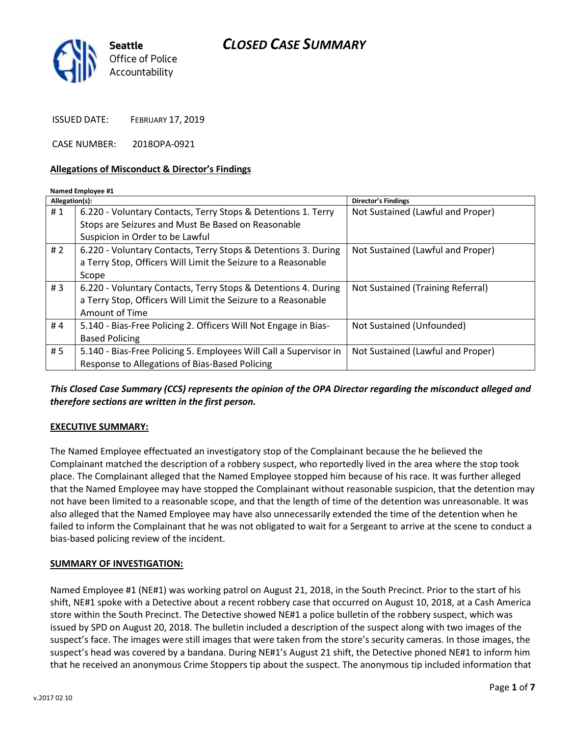Seattle Office of Police Accountability

# CLOSED CASE SUMMARY

ISSUED DATE: FEBRUARY 17, 2019

CASE NUMBER: 2018OPA-0921

## Allegations of Misconduct & Director's Findings

**Named Employee #1**

| Allegation(s): | | Director's Findings |
|---|---|---|
| # 1 | 6.220 - Voluntary Contacts, Terry Stops & Detentions 1. Terry Stops are Seizures and Must Be Based on Reasonable Suspicion in Order to be Lawful | Not Sustained (Lawful and Proper) |
| # 2 | 6.220 - Voluntary Contacts, Terry Stops & Detentions 3. During a Terry Stop, Officers Will Limit the Seizure to a Reasonable Scope | Not Sustained (Lawful and Proper) |
| # 3 | 6.220 - Voluntary Contacts, Terry Stops & Detentions 4. During a Terry Stop, Officers Will Limit the Seizure to a Reasonable Amount of Time | Not Sustained (Training Referral) |
| # 4 | 5.140 - Bias-Free Policing 2. Officers Will Not Engage in Bias-Based Policing | Not Sustained (Unfounded) |
| # 5 | 5.140 - Bias-Free Policing 5. Employees Will Call a Supervisor in Response to Allegations of Bias-Based Policing | Not Sustained (Lawful and Proper) |

***This Closed Case Summary (CCS) represents the opinion of the OPA Director regarding the misconduct alleged and therefore sections are written in the first person.***

### EXECUTIVE SUMMARY:

The Named Employee effectuated an investigatory stop of the Complainant because the he believed the Complainant matched the description of a robbery suspect, who reportedly lived in the area where the stop took place. The Complainant alleged that the Named Employee stopped him because of his race. It was further alleged that the Named Employee may have stopped the Complainant without reasonable suspicion, that the detention may not have been limited to a reasonable scope, and that the length of time of the detention was unreasonable. It was also alleged that the Named Employee may have also unnecessarily extended the time of the detention when he failed to inform the Complainant that he was not obligated to wait for a Sergeant to arrive at the scene to conduct a bias-based policing review of the incident.

### SUMMARY OF INVESTIGATION:

Named Employee #1 (NE#1) was working patrol on August 21, 2018, in the South Precinct. Prior to the start of his shift, NE#1 spoke with a Detective about a recent robbery case that occurred on August 10, 2018, at a Cash America store within the South Precinct. The Detective showed NE#1 a police bulletin of the robbery suspect, which was issued by SPD on August 20, 2018. The bulletin included a description of the suspect along with two images of the suspect's face. The images were still images that were taken from the store's security cameras. In those images, the suspect's head was covered by a bandana. During NE#1's August 21 shift, the Detective phoned NE#1 to inform him that he received an anonymous Crime Stoppers tip about the suspect. The anonymous tip included information that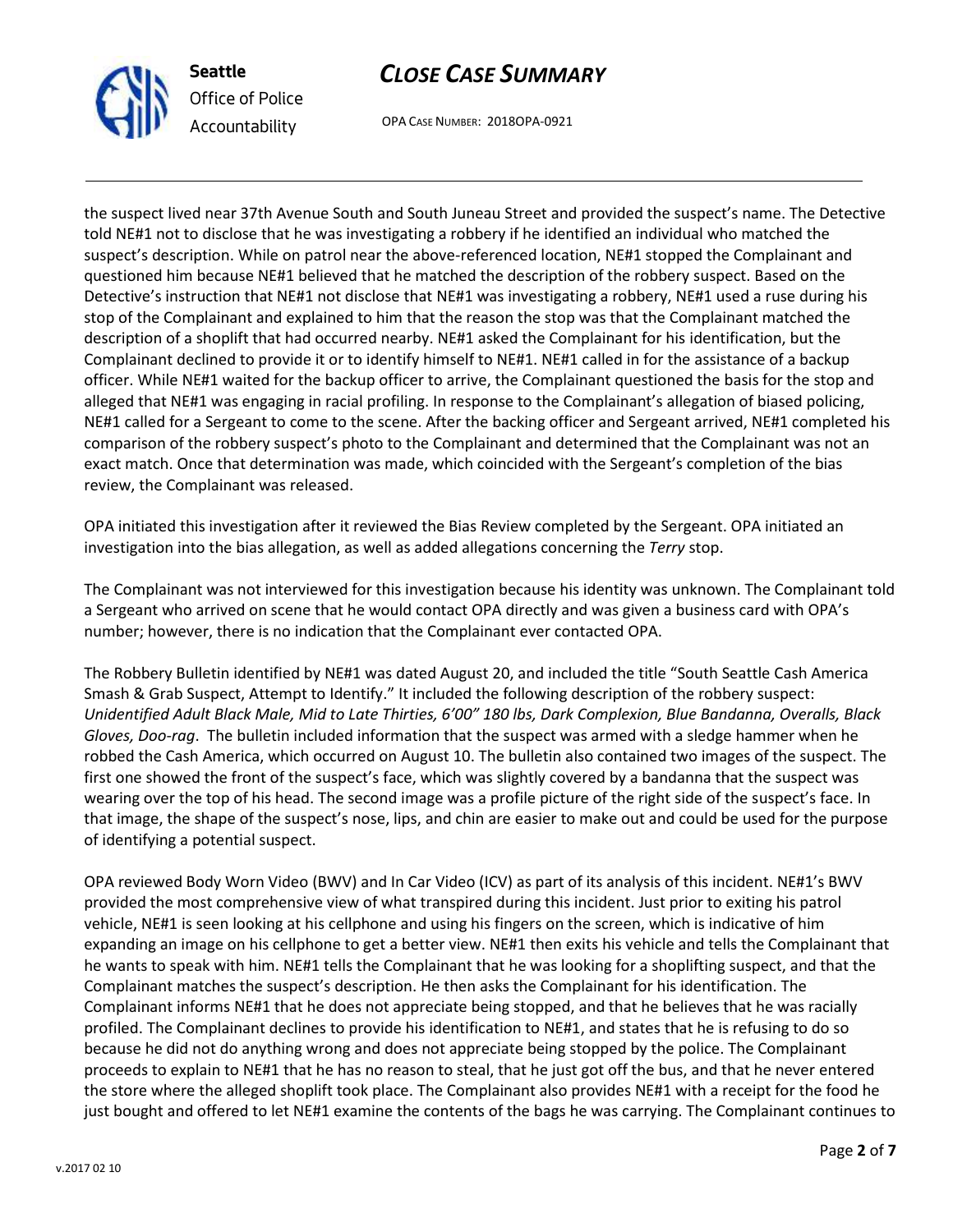the suspect lived near 37th Avenue South and South Juneau Street and provided the suspect's name. The Detective told NE#1 not to disclose that he was investigating a robbery if he identified an individual who matched the suspect's description. While on patrol near the above-referenced location, NE#1 stopped the Complainant and questioned him because NE#1 believed that he matched the description of the robbery suspect. Based on the Detective's instruction that NE#1 not disclose that NE#1 was investigating a robbery, NE#1 used a ruse during his stop of the Complainant and explained to him that the reason the stop was that the Complainant matched the description of a shoplift that had occurred nearby. NE#1 asked the Complainant for his identification, but the Complainant declined to provide it or to identify himself to NE#1. NE#1 called in for the assistance of a backup officer. While NE#1 waited for the backup officer to arrive, the Complainant questioned the basis for the stop and alleged that NE#1 was engaging in racial profiling. In response to the Complainant's allegation of biased policing, NE#1 called for a Sergeant to come to the scene. After the backing officer and Sergeant arrived, NE#1 completed his comparison of the robbery suspect's photo to the Complainant and determined that the Complainant was not an exact match. Once that determination was made, which coincided with the Sergeant's completion of the bias review, the Complainant was released.

OPA initiated this investigation after it reviewed the Bias Review completed by the Sergeant. OPA initiated an investigation into the bias allegation, as well as added allegations concerning the *Terry* stop.

The Complainant was not interviewed for this investigation because his identity was unknown. The Complainant told a Sergeant who arrived on scene that he would contact OPA directly and was given a business card with OPA's number; however, there is no indication that the Complainant ever contacted OPA.

The Robbery Bulletin identified by NE#1 was dated August 20, and included the title "South Seattle Cash America Smash & Grab Suspect, Attempt to Identify." It included the following description of the robbery suspect: *Unidentified Adult Black Male, Mid to Late Thirties, 6'00" 180 lbs, Dark Complexion, Blue Bandanna, Overalls, Black Gloves, Doo-rag*. The bulletin included information that the suspect was armed with a sledge hammer when he robbed the Cash America, which occurred on August 10. The bulletin also contained two images of the suspect. The first one showed the front of the suspect's face, which was slightly covered by a bandanna that the suspect was wearing over the top of his head. The second image was a profile picture of the right side of the suspect's face. In that image, the shape of the suspect's nose, lips, and chin are easier to make out and could be used for the purpose of identifying a potential suspect.

OPA reviewed Body Worn Video (BWV) and In Car Video (ICV) as part of its analysis of this incident. NE#1's BWV provided the most comprehensive view of what transpired during this incident. Just prior to exiting his patrol vehicle, NE#1 is seen looking at his cellphone and using his fingers on the screen, which is indicative of him expanding an image on his cellphone to get a better view. NE#1 then exits his vehicle and tells the Complainant that he wants to speak with him. NE#1 tells the Complainant that he was looking for a shoplifting suspect, and that the Complainant matches the suspect's description. He then asks the Complainant for his identification. The Complainant informs NE#1 that he does not appreciate being stopped, and that he believes that he was racially profiled. The Complainant declines to provide his identification to NE#1, and states that he is refusing to do so because he did not do anything wrong and does not appreciate being stopped by the police. The Complainant proceeds to explain to NE#1 that he has no reason to steal, that he just got off the bus, and that he never entered the store where the alleged shoplift took place. The Complainant also provides NE#1 with a receipt for the food he just bought and offered to let NE#1 examine the contents of the bags he was carrying. The Complainant continues to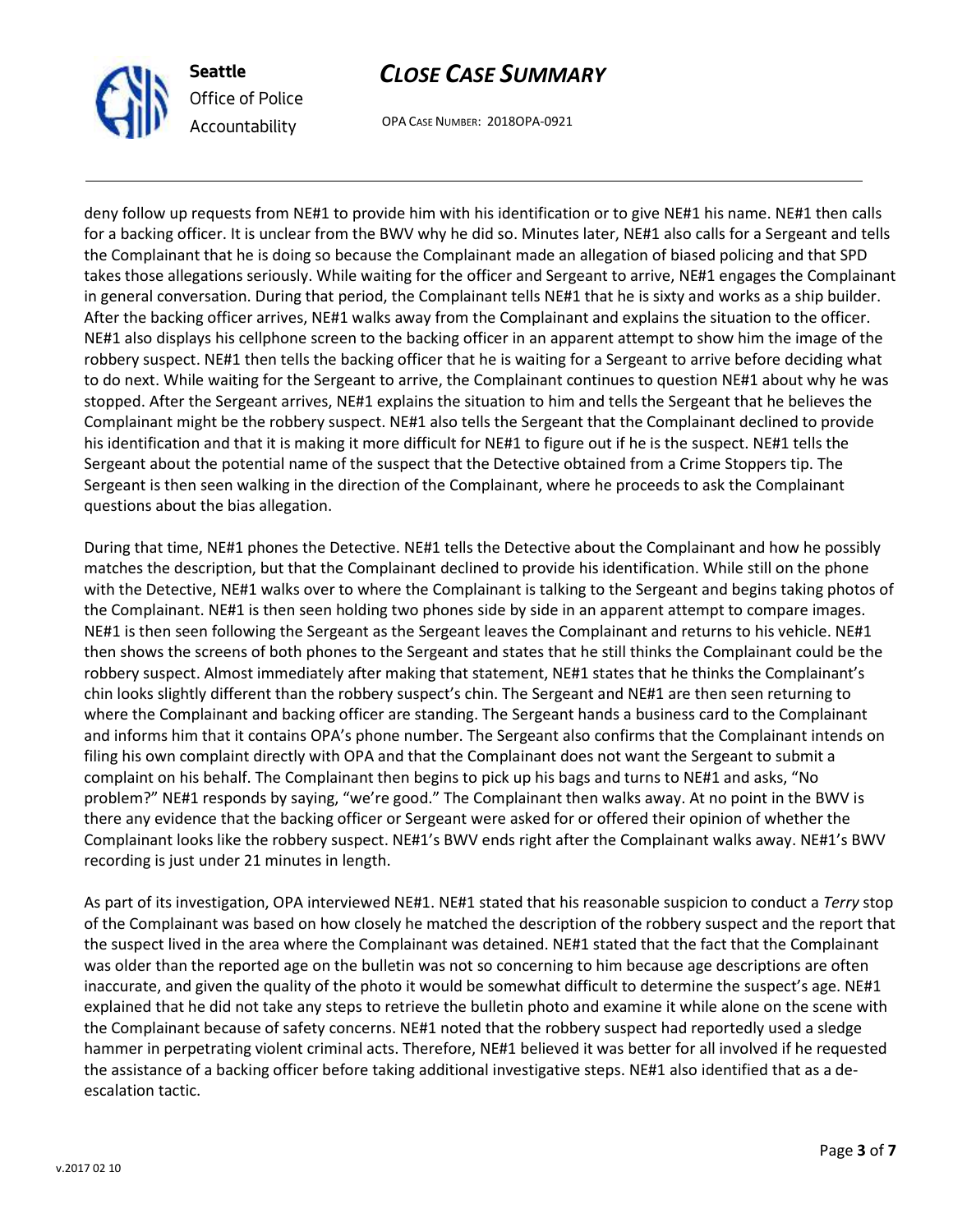deny follow up requests from NE#1 to provide him with his identification or to give NE#1 his name. NE#1 then calls for a backing officer. It is unclear from the BWV why he did so. Minutes later, NE#1 also calls for a Sergeant and tells the Complainant that he is doing so because the Complainant made an allegation of biased policing and that SPD takes those allegations seriously. While waiting for the officer and Sergeant to arrive, NE#1 engages the Complainant in general conversation. During that period, the Complainant tells NE#1 that he is sixty and works as a ship builder. After the backing officer arrives, NE#1 walks away from the Complainant and explains the situation to the officer. NE#1 also displays his cellphone screen to the backing officer in an apparent attempt to show him the image of the robbery suspect. NE#1 then tells the backing officer that he is waiting for a Sergeant to arrive before deciding what to do next. While waiting for the Sergeant to arrive, the Complainant continues to question NE#1 about why he was stopped. After the Sergeant arrives, NE#1 explains the situation to him and tells the Sergeant that he believes the Complainant might be the robbery suspect. NE#1 also tells the Sergeant that the Complainant declined to provide his identification and that it is making it more difficult for NE#1 to figure out if he is the suspect. NE#1 tells the Sergeant about the potential name of the suspect that the Detective obtained from a Crime Stoppers tip. The Sergeant is then seen walking in the direction of the Complainant, where he proceeds to ask the Complainant questions about the bias allegation.

During that time, NE#1 phones the Detective. NE#1 tells the Detective about the Complainant and how he possibly matches the description, but that the Complainant declined to provide his identification. While still on the phone with the Detective, NE#1 walks over to where the Complainant is talking to the Sergeant and begins taking photos of the Complainant. NE#1 is then seen holding two phones side by side in an apparent attempt to compare images. NE#1 is then seen following the Sergeant as the Sergeant leaves the Complainant and returns to his vehicle. NE#1 then shows the screens of both phones to the Sergeant and states that he still thinks the Complainant could be the robbery suspect. Almost immediately after making that statement, NE#1 states that he thinks the Complainant's chin looks slightly different than the robbery suspect's chin. The Sergeant and NE#1 are then seen returning to where the Complainant and backing officer are standing. The Sergeant hands a business card to the Complainant and informs him that it contains OPA's phone number. The Sergeant also confirms that the Complainant intends on filing his own complaint directly with OPA and that the Complainant does not want the Sergeant to submit a complaint on his behalf. The Complainant then begins to pick up his bags and turns to NE#1 and asks, "No problem?" NE#1 responds by saying, "we're good." The Complainant then walks away. At no point in the BWV is there any evidence that the backing officer or Sergeant were asked for or offered their opinion of whether the Complainant looks like the robbery suspect. NE#1's BWV ends right after the Complainant walks away. NE#1's BWV recording is just under 21 minutes in length.

As part of its investigation, OPA interviewed NE#1. NE#1 stated that his reasonable suspicion to conduct a *Terry* stop of the Complainant was based on how closely he matched the description of the robbery suspect and the report that the suspect lived in the area where the Complainant was detained. NE#1 stated that the fact that the Complainant was older than the reported age on the bulletin was not so concerning to him because age descriptions are often inaccurate, and given the quality of the photo it would be somewhat difficult to determine the suspect's age. NE#1 explained that he did not take any steps to retrieve the bulletin photo and examine it while alone on the scene with the Complainant because of safety concerns. NE#1 noted that the robbery suspect had reportedly used a sledge hammer in perpetrating violent criminal acts. Therefore, NE#1 believed it was better for all involved if he requested the assistance of a backing officer before taking additional investigative steps. NE#1 also identified that as a de-escalation tactic.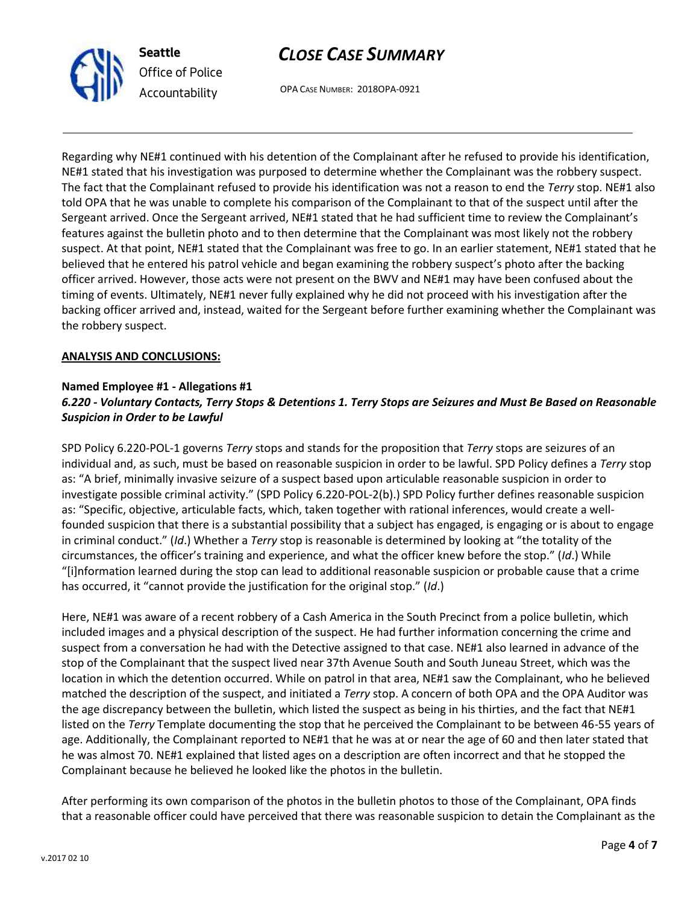Regarding why NE#1 continued with his detention of the Complainant after he refused to provide his identification, NE#1 stated that his investigation was purposed to determine whether the Complainant was the robbery suspect. The fact that the Complainant refused to provide his identification was not a reason to end the *Terry* stop. NE#1 also told OPA that he was unable to complete his comparison of the Complainant to that of the suspect until after the Sergeant arrived. Once the Sergeant arrived, NE#1 stated that he had sufficient time to review the Complainant's features against the bulletin photo and to then determine that the Complainant was most likely not the robbery suspect. At that point, NE#1 stated that the Complainant was free to go. In an earlier statement, NE#1 stated that he believed that he entered his patrol vehicle and began examining the robbery suspect's photo after the backing officer arrived. However, those acts were not present on the BWV and NE#1 may have been confused about the timing of events. Ultimately, NE#1 never fully explained why he did not proceed with his investigation after the backing officer arrived and, instead, waited for the Sergeant before further examining whether the Complainant was the robbery suspect.

**ANALYSIS AND CONCLUSIONS:**

**Named Employee #1 - Allegations #1**
***6.220 - Voluntary Contacts, Terry Stops & Detentions 1. Terry Stops are Seizures and Must Be Based on Reasonable Suspicion in Order to be Lawful***

SPD Policy 6.220-POL-1 governs *Terry* stops and stands for the proposition that *Terry* stops are seizures of an individual and, as such, must be based on reasonable suspicion in order to be lawful. SPD Policy defines a *Terry* stop as: "A brief, minimally invasive seizure of a suspect based upon articulable reasonable suspicion in order to investigate possible criminal activity." (SPD Policy 6.220-POL-2(b).) SPD Policy further defines reasonable suspicion as: "Specific, objective, articulable facts, which, taken together with rational inferences, would create a well-founded suspicion that there is a substantial possibility that a subject has engaged, is engaging or is about to engage in criminal conduct." (*Id*.) Whether a *Terry* stop is reasonable is determined by looking at "the totality of the circumstances, the officer's training and experience, and what the officer knew before the stop." (*Id*.) While "[i]nformation learned during the stop can lead to additional reasonable suspicion or probable cause that a crime has occurred, it "cannot provide the justification for the original stop." (*Id*.)

Here, NE#1 was aware of a recent robbery of a Cash America in the South Precinct from a police bulletin, which included images and a physical description of the suspect. He had further information concerning the crime and suspect from a conversation he had with the Detective assigned to that case. NE#1 also learned in advance of the stop of the Complainant that the suspect lived near 37th Avenue South and South Juneau Street, which was the location in which the detention occurred. While on patrol in that area, NE#1 saw the Complainant, who he believed matched the description of the suspect, and initiated a *Terry* stop. A concern of both OPA and the OPA Auditor was the age discrepancy between the bulletin, which listed the suspect as being in his thirties, and the fact that NE#1 listed on the *Terry* Template documenting the stop that he perceived the Complainant to be between 46-55 years of age. Additionally, the Complainant reported to NE#1 that he was at or near the age of 60 and then later stated that he was almost 70. NE#1 explained that listed ages on a description are often incorrect and that he stopped the Complainant because he believed he looked like the photos in the bulletin.

After performing its own comparison of the photos in the bulletin photos to those of the Complainant, OPA finds that a reasonable officer could have perceived that there was reasonable suspicion to detain the Complainant as the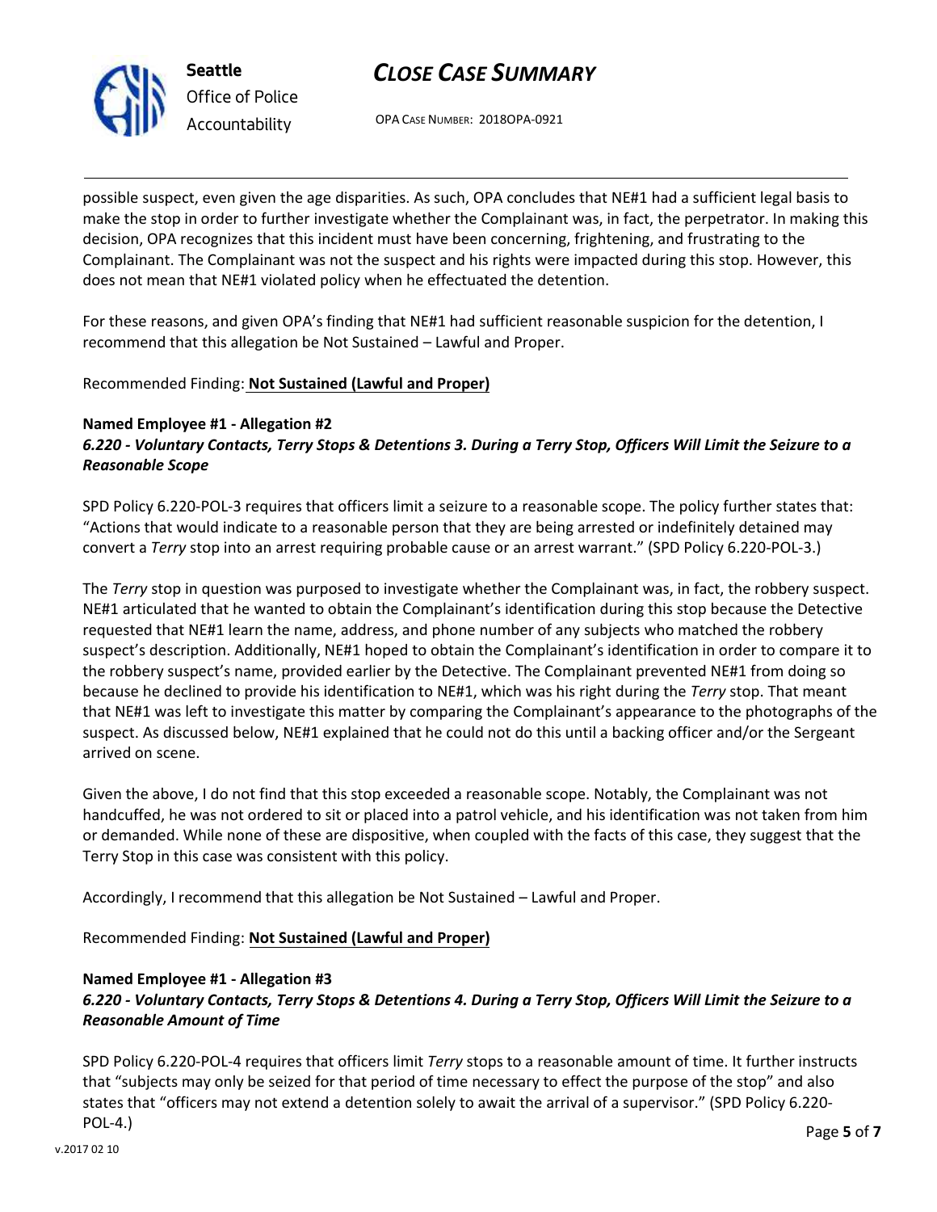possible suspect, even given the age disparities. As such, OPA concludes that NE#1 had a sufficient legal basis to make the stop in order to further investigate whether the Complainant was, in fact, the perpetrator. In making this decision, OPA recognizes that this incident must have been concerning, frightening, and frustrating to the Complainant. The Complainant was not the suspect and his rights were impacted during this stop. However, this does not mean that NE#1 violated policy when he effectuated the detention.

For these reasons, and given OPA's finding that NE#1 had sufficient reasonable suspicion for the detention, I recommend that this allegation be Not Sustained – Lawful and Proper.

Recommended Finding: **Not Sustained (Lawful and Proper)**

**Named Employee #1 - Allegation #2**
***6.220 - Voluntary Contacts, Terry Stops & Detentions 3. During a Terry Stop, Officers Will Limit the Seizure to a Reasonable Scope***

SPD Policy 6.220-POL-3 requires that officers limit a seizure to a reasonable scope. The policy further states that: "Actions that would indicate to a reasonable person that they are being arrested or indefinitely detained may convert a *Terry* stop into an arrest requiring probable cause or an arrest warrant." (SPD Policy 6.220-POL-3.)

The *Terry* stop in question was purposed to investigate whether the Complainant was, in fact, the robbery suspect. NE#1 articulated that he wanted to obtain the Complainant's identification during this stop because the Detective requested that NE#1 learn the name, address, and phone number of any subjects who matched the robbery suspect's description. Additionally, NE#1 hoped to obtain the Complainant's identification in order to compare it to the robbery suspect's name, provided earlier by the Detective. The Complainant prevented NE#1 from doing so because he declined to provide his identification to NE#1, which was his right during the *Terry* stop. That meant that NE#1 was left to investigate this matter by comparing the Complainant's appearance to the photographs of the suspect. As discussed below, NE#1 explained that he could not do this until a backing officer and/or the Sergeant arrived on scene.

Given the above, I do not find that this stop exceeded a reasonable scope. Notably, the Complainant was not handcuffed, he was not ordered to sit or placed into a patrol vehicle, and his identification was not taken from him or demanded. While none of these are dispositive, when coupled with the facts of this case, they suggest that the Terry Stop in this case was consistent with this policy.

Accordingly, I recommend that this allegation be Not Sustained – Lawful and Proper.

Recommended Finding: **Not Sustained (Lawful and Proper)**

**Named Employee #1 - Allegation #3**
***6.220 - Voluntary Contacts, Terry Stops & Detentions 4. During a Terry Stop, Officers Will Limit the Seizure to a Reasonable Amount of Time***

SPD Policy 6.220-POL-4 requires that officers limit *Terry* stops to a reasonable amount of time. It further instructs that "subjects may only be seized for that period of time necessary to effect the purpose of the stop" and also states that "officers may not extend a detention solely to await the arrival of a supervisor." (SPD Policy 6.220-POL-4.)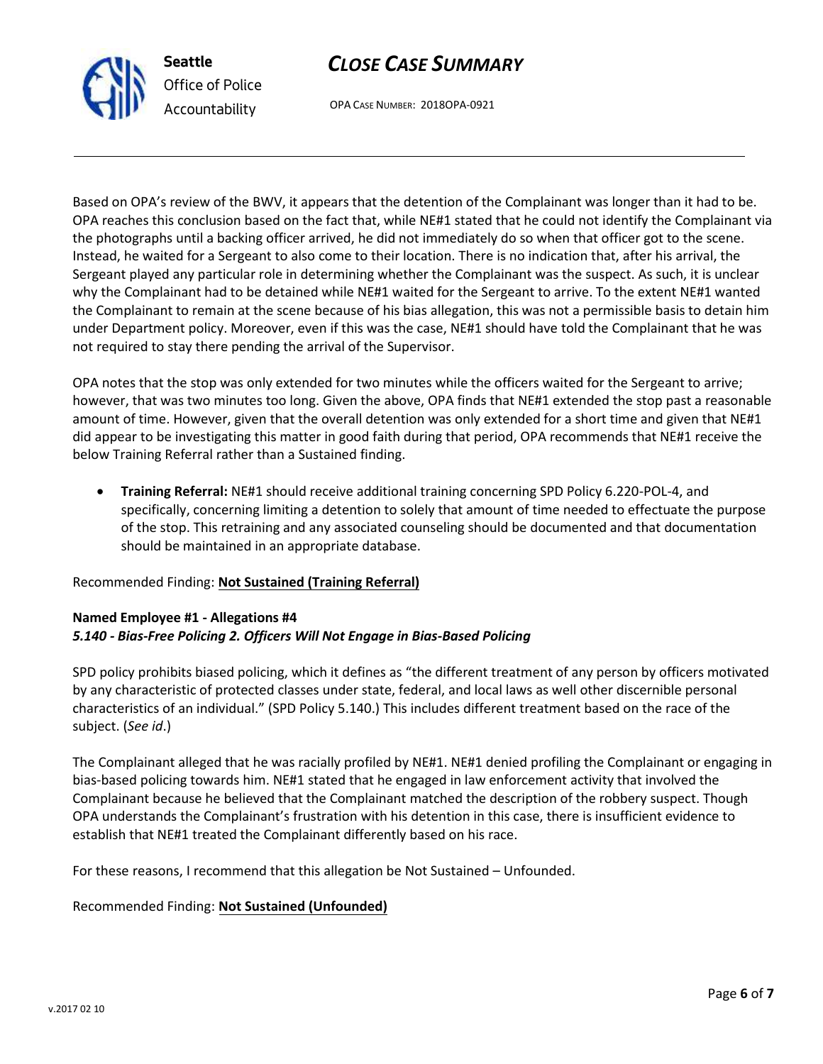Based on OPA's review of the BWV, it appears that the detention of the Complainant was longer than it had to be. OPA reaches this conclusion based on the fact that, while NE#1 stated that he could not identify the Complainant via the photographs until a backing officer arrived, he did not immediately do so when that officer got to the scene. Instead, he waited for a Sergeant to also come to their location. There is no indication that, after his arrival, the Sergeant played any particular role in determining whether the Complainant was the suspect. As such, it is unclear why the Complainant had to be detained while NE#1 waited for the Sergeant to arrive. To the extent NE#1 wanted the Complainant to remain at the scene because of his bias allegation, this was not a permissible basis to detain him under Department policy. Moreover, even if this was the case, NE#1 should have told the Complainant that he was not required to stay there pending the arrival of the Supervisor.

OPA notes that the stop was only extended for two minutes while the officers waited for the Sergeant to arrive; however, that was two minutes too long. Given the above, OPA finds that NE#1 extended the stop past a reasonable amount of time. However, given that the overall detention was only extended for a short time and given that NE#1 did appear to be investigating this matter in good faith during that period, OPA recommends that NE#1 receive the below Training Referral rather than a Sustained finding.

- **Training Referral:** NE#1 should receive additional training concerning SPD Policy 6.220-POL-4, and specifically, concerning limiting a detention to solely that amount of time needed to effectuate the purpose of the stop. This retraining and any associated counseling should be documented and that documentation should be maintained in an appropriate database.

Recommended Finding: **Not Sustained (Training Referral)**

**Named Employee #1 - Allegations #4**
***5.140 - Bias-Free Policing 2. Officers Will Not Engage in Bias-Based Policing***

SPD policy prohibits biased policing, which it defines as "the different treatment of any person by officers motivated by any characteristic of protected classes under state, federal, and local laws as well other discernible personal characteristics of an individual." (SPD Policy 5.140.) This includes different treatment based on the race of the subject. (*See id*.)

The Complainant alleged that he was racially profiled by NE#1. NE#1 denied profiling the Complainant or engaging in bias-based policing towards him. NE#1 stated that he engaged in law enforcement activity that involved the Complainant because he believed that the Complainant matched the description of the robbery suspect. Though OPA understands the Complainant's frustration with his detention in this case, there is insufficient evidence to establish that NE#1 treated the Complainant differently based on his race.

For these reasons, I recommend that this allegation be Not Sustained – Unfounded.

Recommended Finding: **Not Sustained (Unfounded)**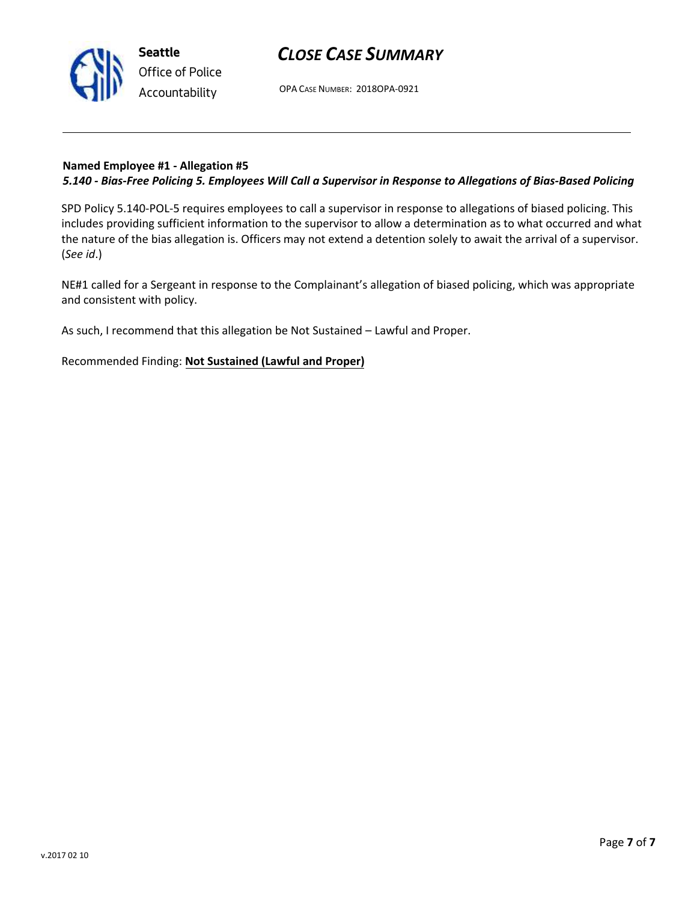**Named Employee #1 - Allegation #5**
***5.140 - Bias-Free Policing 5. Employees Will Call a Supervisor in Response to Allegations of Bias-Based Policing***

SPD Policy 5.140-POL-5 requires employees to call a supervisor in response to allegations of biased policing. This includes providing sufficient information to the supervisor to allow a determination as to what occurred and what the nature of the bias allegation is. Officers may not extend a detention solely to await the arrival of a supervisor. (*See id*.)

NE#1 called for a Sergeant in response to the Complainant's allegation of biased policing, which was appropriate and consistent with policy.

As such, I recommend that this allegation be Not Sustained – Lawful and Proper.

Recommended Finding: **Not Sustained (Lawful and Proper)**